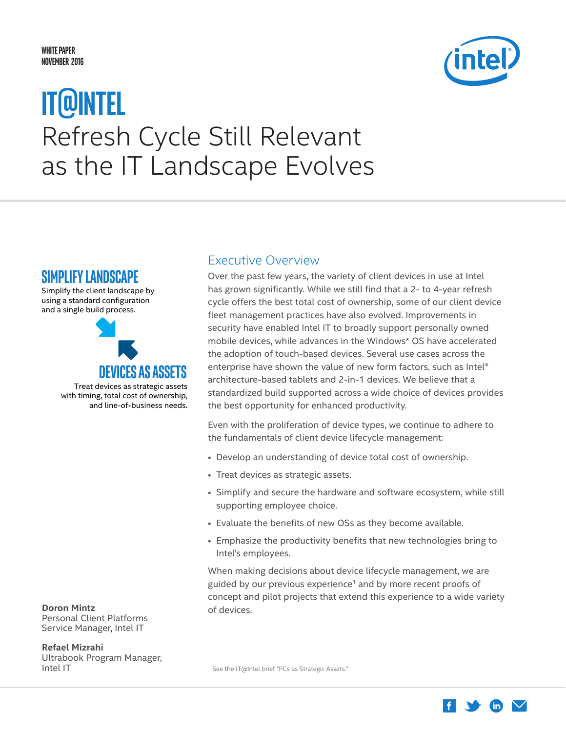WHITE PAPER
NOVEMBER 2016

# IT@INTEL

# Refresh Cycle Still Relevant as the IT Landscape Evolves

## SIMPLIFY LANDSCAPE

Simplify the client landscape by using a standard configuration and a single build process.

## DEVICES AS ASSETS

Treat devices as strategic assets with timing, total cost of ownership, and line-of-business needs.

**Doron Mintz**
Personal Client Platforms Service Manager, Intel IT

**Refael Mizrahi**
Ultrabook Program Manager, Intel IT

## Executive Overview

Over the past few years, the variety of client devices in use at Intel has grown significantly. While we still find that a 2- to 4-year refresh cycle offers the best total cost of ownership, some of our client device fleet management practices have also evolved. Improvements in security have enabled Intel IT to broadly support personally owned mobile devices, while advances in the Windows* OS have accelerated the adoption of touch-based devices. Several use cases across the enterprise have shown the value of new form factors, such as Intel® architecture-based tablets and 2-in-1 devices. We believe that a standardized build supported across a wide choice of devices provides the best opportunity for enhanced productivity.

Even with the proliferation of device types, we continue to adhere to the fundamentals of client device lifecycle management:

- Develop an understanding of device total cost of ownership.
- Treat devices as strategic assets.
- Simplify and secure the hardware and software ecosystem, while still supporting employee choice.
- Evaluate the benefits of new OSs as they become available.
- Emphasize the productivity benefits that new technologies bring to Intel's employees.

When making decisions about device lifecycle management, we are guided by our previous experience[1] and by more recent proofs of concept and pilot projects that extend this experience to a wide variety of devices.

[1] See the IT@Intel brief "PCs as Strategic Assets."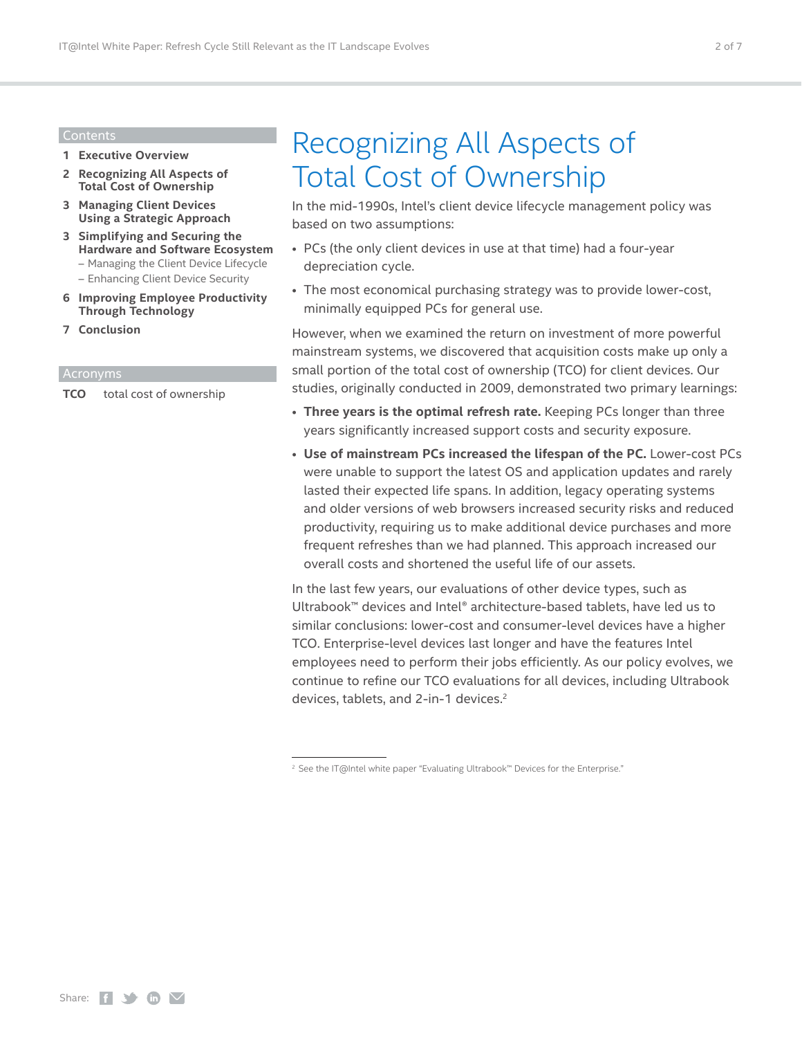## Contents

1 **Executive Overview**

2 **Recognizing All Aspects of Total Cost of Ownership**

3 **Managing Client Devices Using a Strategic Approach**

3 **Simplifying and Securing the Hardware and Software Ecosystem**
- Managing the Client Device Lifecycle
- Enhancing Client Device Security

6 **Improving Employee Productivity Through Technology**

7 **Conclusion**

## Acronyms

**TCO** total cost of ownership

# Recognizing All Aspects of Total Cost of Ownership

In the mid-1990s, Intel's client device lifecycle management policy was based on two assumptions:

- PCs (the only client devices in use at that time) had a four-year depreciation cycle.
- The most economical purchasing strategy was to provide lower-cost, minimally equipped PCs for general use.

However, when we examined the return on investment of more powerful mainstream systems, we discovered that acquisition costs make up only a small portion of the total cost of ownership (TCO) for client devices. Our studies, originally conducted in 2009, demonstrated two primary learnings:

- **Three years is the optimal refresh rate.** Keeping PCs longer than three years significantly increased support costs and security exposure.
- **Use of mainstream PCs increased the lifespan of the PC.** Lower-cost PCs were unable to support the latest OS and application updates and rarely lasted their expected life spans. In addition, legacy operating systems and older versions of web browsers increased security risks and reduced productivity, requiring us to make additional device purchases and more frequent refreshes than we had planned. This approach increased our overall costs and shortened the useful life of our assets.

In the last few years, our evaluations of other device types, such as Ultrabook™ devices and Intel® architecture-based tablets, have led us to similar conclusions: lower-cost and consumer-level devices have a higher TCO. Enterprise-level devices last longer and have the features Intel employees need to perform their jobs efficiently. As our policy evolves, we continue to refine our TCO evaluations for all devices, including Ultrabook devices, tablets, and 2-in-1 devices.[2]

[2] See the IT@Intel white paper "Evaluating Ultrabook™ Devices for the Enterprise."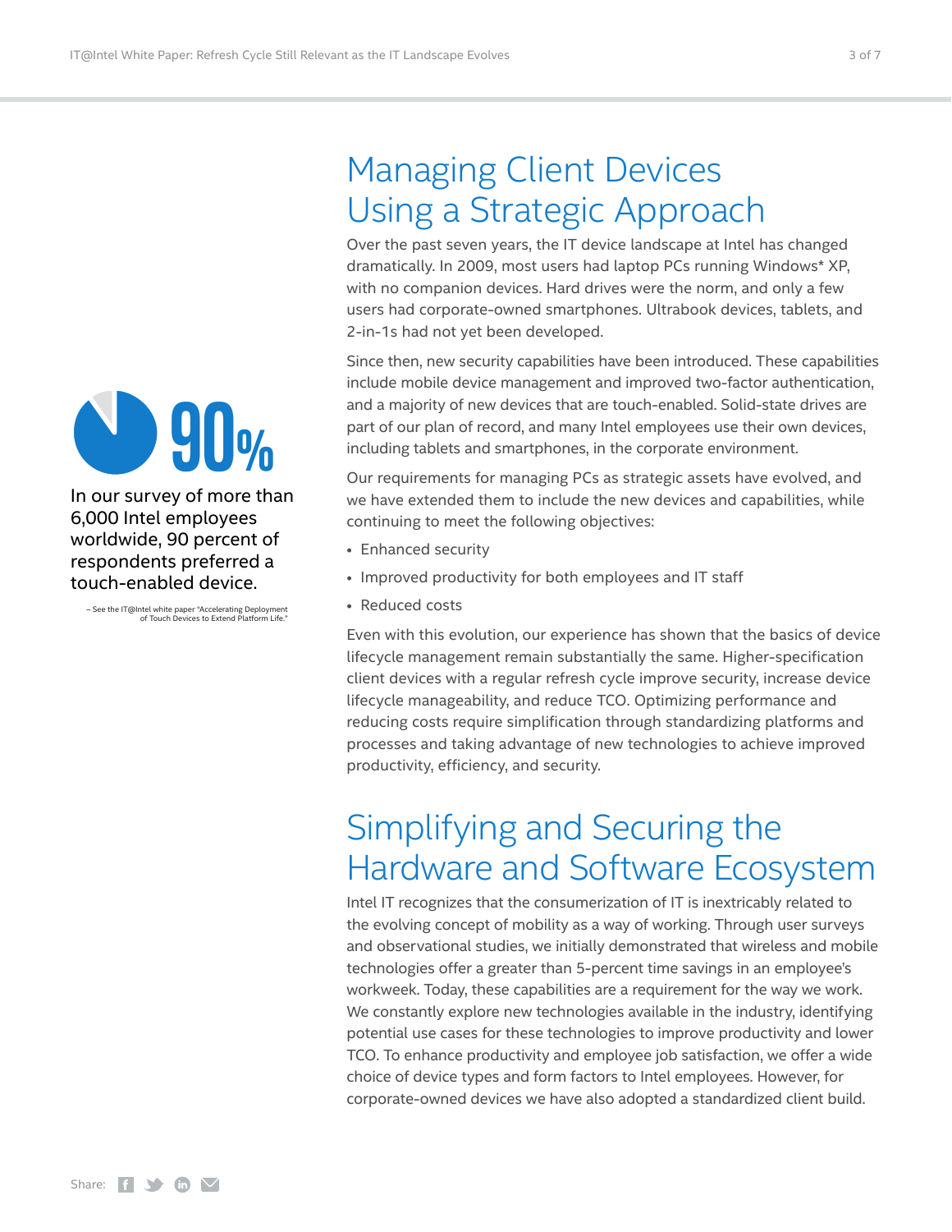90%

In our survey of more than 6,000 Intel employees worldwide, 90 percent of respondents preferred a touch-enabled device.

– See the IT@Intel white paper "Accelerating Deployment of Touch Devices to Extend Platform Life."

# Managing Client Devices Using a Strategic Approach

Over the past seven years, the IT device landscape at Intel has changed dramatically. In 2009, most users had laptop PCs running Windows* XP, with no companion devices. Hard drives were the norm, and only a few users had corporate-owned smartphones. Ultrabook devices, tablets, and 2-in-1s had not yet been developed.

Since then, new security capabilities have been introduced. These capabilities include mobile device management and improved two-factor authentication, and a majority of new devices that are touch-enabled. Solid-state drives are part of our plan of record, and many Intel employees use their own devices, including tablets and smartphones, in the corporate environment.

Our requirements for managing PCs as strategic assets have evolved, and we have extended them to include the new devices and capabilities, while continuing to meet the following objectives:

- Enhanced security
- Improved productivity for both employees and IT staff
- Reduced costs

Even with this evolution, our experience has shown that the basics of device lifecycle management remain substantially the same. Higher-specification client devices with a regular refresh cycle improve security, increase device lifecycle manageability, and reduce TCO. Optimizing performance and reducing costs require simplification through standardizing platforms and processes and taking advantage of new technologies to achieve improved productivity, efficiency, and security.

# Simplifying and Securing the Hardware and Software Ecosystem

Intel IT recognizes that the consumerization of IT is inextricably related to the evolving concept of mobility as a way of working. Through user surveys and observational studies, we initially demonstrated that wireless and mobile technologies offer a greater than 5-percent time savings in an employee's workweek. Today, these capabilities are a requirement for the way we work. We constantly explore new technologies available in the industry, identifying potential use cases for these technologies to improve productivity and lower TCO. To enhance productivity and employee job satisfaction, we offer a wide choice of device types and form factors to Intel employees. However, for corporate-owned devices we have also adopted a standardized client build.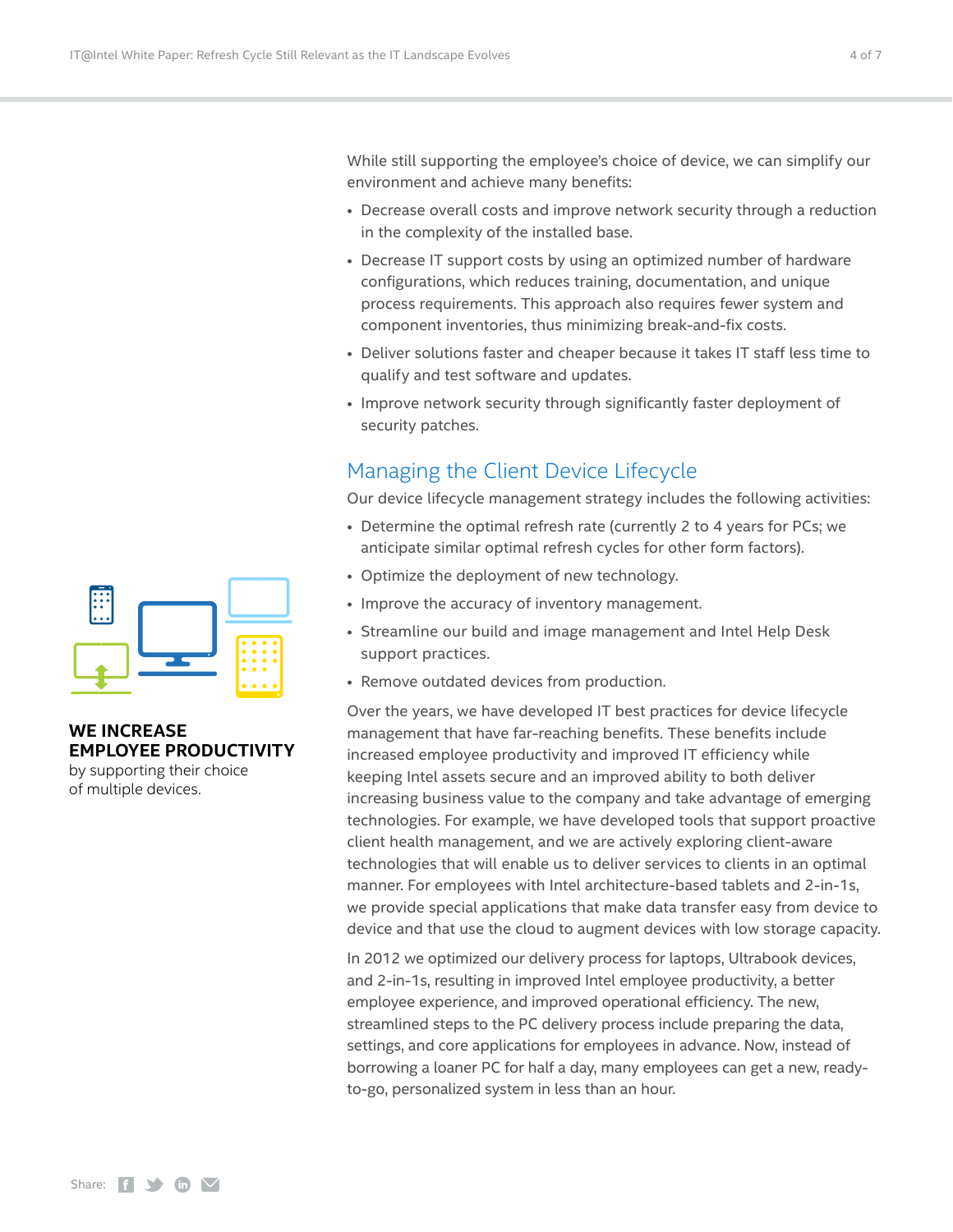While still supporting the employee's choice of device, we can simplify our environment and achieve many benefits:

- Decrease overall costs and improve network security through a reduction in the complexity of the installed base.
- Decrease IT support costs by using an optimized number of hardware configurations, which reduces training, documentation, and unique process requirements. This approach also requires fewer system and component inventories, thus minimizing break-and-fix costs.
- Deliver solutions faster and cheaper because it takes IT staff less time to qualify and test software and updates.
- Improve network security through significantly faster deployment of security patches.

## Managing the Client Device Lifecycle

Our device lifecycle management strategy includes the following activities:

- Determine the optimal refresh rate (currently 2 to 4 years for PCs; we anticipate similar optimal refresh cycles for other form factors).
- Optimize the deployment of new technology.
- Improve the accuracy of inventory management.
- Streamline our build and image management and Intel Help Desk support practices.
- Remove outdated devices from production.

**WE INCREASE EMPLOYEE PRODUCTIVITY** by supporting their choice of multiple devices.

Over the years, we have developed IT best practices for device lifecycle management that have far-reaching benefits. These benefits include increased employee productivity and improved IT efficiency while keeping Intel assets secure and an improved ability to both deliver increasing business value to the company and take advantage of emerging technologies. For example, we have developed tools that support proactive client health management, and we are actively exploring client-aware technologies that will enable us to deliver services to clients in an optimal manner. For employees with Intel architecture-based tablets and 2-in-1s, we provide special applications that make data transfer easy from device to device and that use the cloud to augment devices with low storage capacity.

In 2012 we optimized our delivery process for laptops, Ultrabook devices, and 2-in-1s, resulting in improved Intel employee productivity, a better employee experience, and improved operational efficiency. The new, streamlined steps to the PC delivery process include preparing the data, settings, and core applications for employees in advance. Now, instead of borrowing a loaner PC for half a day, many employees can get a new, ready-to-go, personalized system in less than an hour.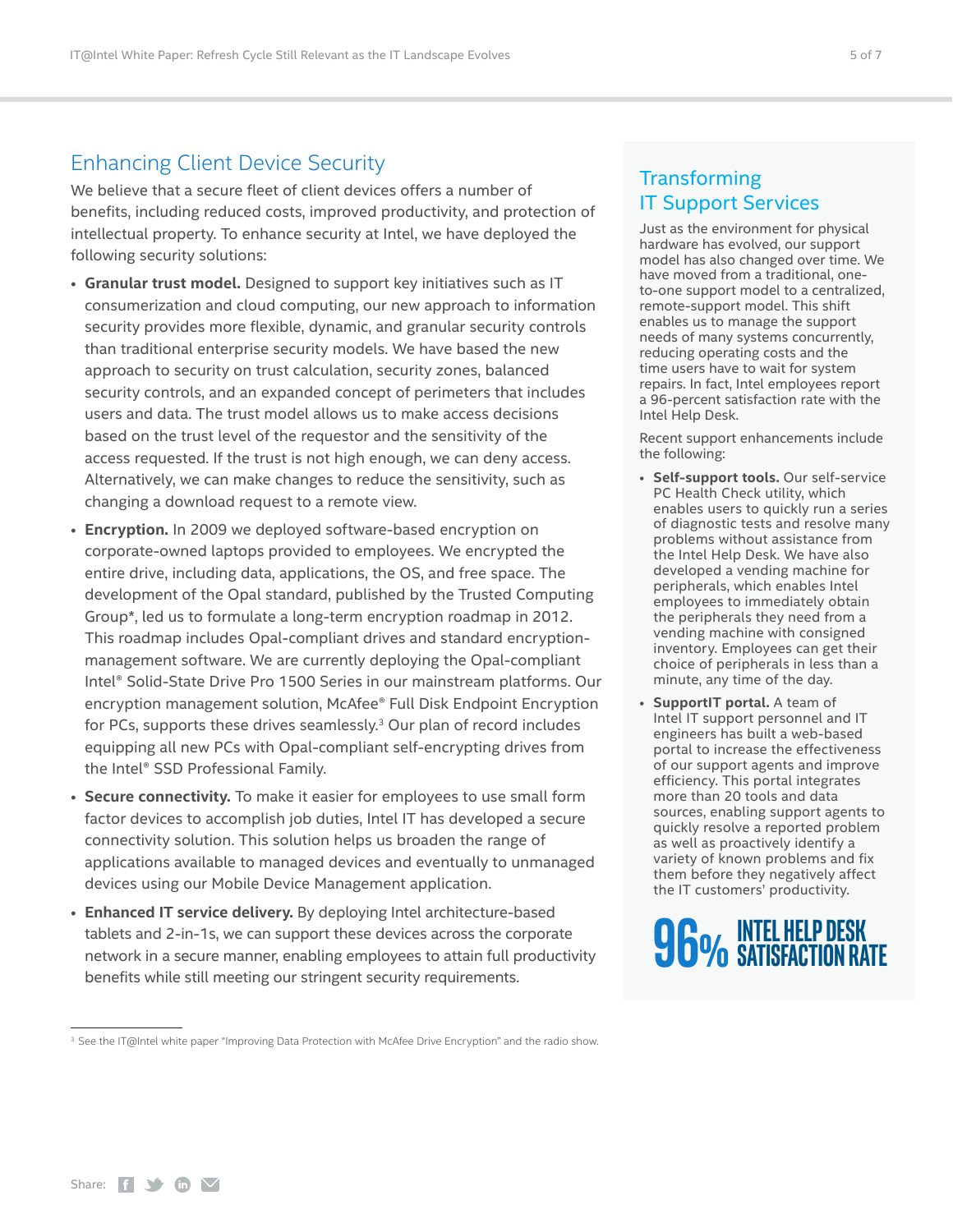## Enhancing Client Device Security

We believe that a secure fleet of client devices offers a number of benefits, including reduced costs, improved productivity, and protection of intellectual property. To enhance security at Intel, we have deployed the following security solutions:

- **Granular trust model.** Designed to support key initiatives such as IT consumerization and cloud computing, our new approach to information security provides more flexible, dynamic, and granular security controls than traditional enterprise security models. We have based the new approach to security on trust calculation, security zones, balanced security controls, and an expanded concept of perimeters that includes users and data. The trust model allows us to make access decisions based on the trust level of the requestor and the sensitivity of the access requested. If the trust is not high enough, we can deny access. Alternatively, we can make changes to reduce the sensitivity, such as changing a download request to a remote view.
- **Encryption.** In 2009 we deployed software-based encryption on corporate-owned laptops provided to employees. We encrypted the entire drive, including data, applications, the OS, and free space. The development of the Opal standard, published by the Trusted Computing Group*, led us to formulate a long-term encryption roadmap in 2012. This roadmap includes Opal-compliant drives and standard encryption-management software. We are currently deploying the Opal-compliant Intel® Solid-State Drive Pro 1500 Series in our mainstream platforms. Our encryption management solution, McAfee® Full Disk Endpoint Encryption for PCs, supports these drives seamlessly.[3] Our plan of record includes equipping all new PCs with Opal-compliant self-encrypting drives from the Intel® SSD Professional Family.
- **Secure connectivity.** To make it easier for employees to use small form factor devices to accomplish job duties, Intel IT has developed a secure connectivity solution. This solution helps us broaden the range of applications available to managed devices and eventually to unmanaged devices using our Mobile Device Management application.
- **Enhanced IT service delivery.** By deploying Intel architecture-based tablets and 2-in-1s, we can support these devices across the corporate network in a secure manner, enabling employees to attain full productivity benefits while still meeting our stringent security requirements.

[3] See the IT@Intel white paper "Improving Data Protection with McAfee Drive Encryption" and the radio show.

## Transforming IT Support Services

Just as the environment for physical hardware has evolved, our support model has also changed over time. We have moved from a traditional, one-to-one support model to a centralized, remote-support model. This shift enables us to manage the support needs of many systems concurrently, reducing operating costs and the time users have to wait for system repairs. In fact, Intel employees report a 96-percent satisfaction rate with the Intel Help Desk.

Recent support enhancements include the following:

- **Self-support tools.** Our self-service PC Health Check utility, which enables users to quickly run a series of diagnostic tests and resolve many problems without assistance from the Intel Help Desk. We have also developed a vending machine for peripherals, which enables Intel employees to immediately obtain the peripherals they need from a vending machine with consigned inventory. Employees can get their choice of peripherals in less than a minute, any time of the day.
- **SupportIT portal.** A team of Intel IT support personnel and IT engineers has built a web-based portal to increase the effectiveness of our support agents and improve efficiency. This portal integrates more than 20 tools and data sources, enabling support agents to quickly resolve a reported problem as well as proactively identify a variety of known problems and fix them before they negatively affect the IT customers' productivity.

**96% INTEL HELP DESK SATISFACTION RATE**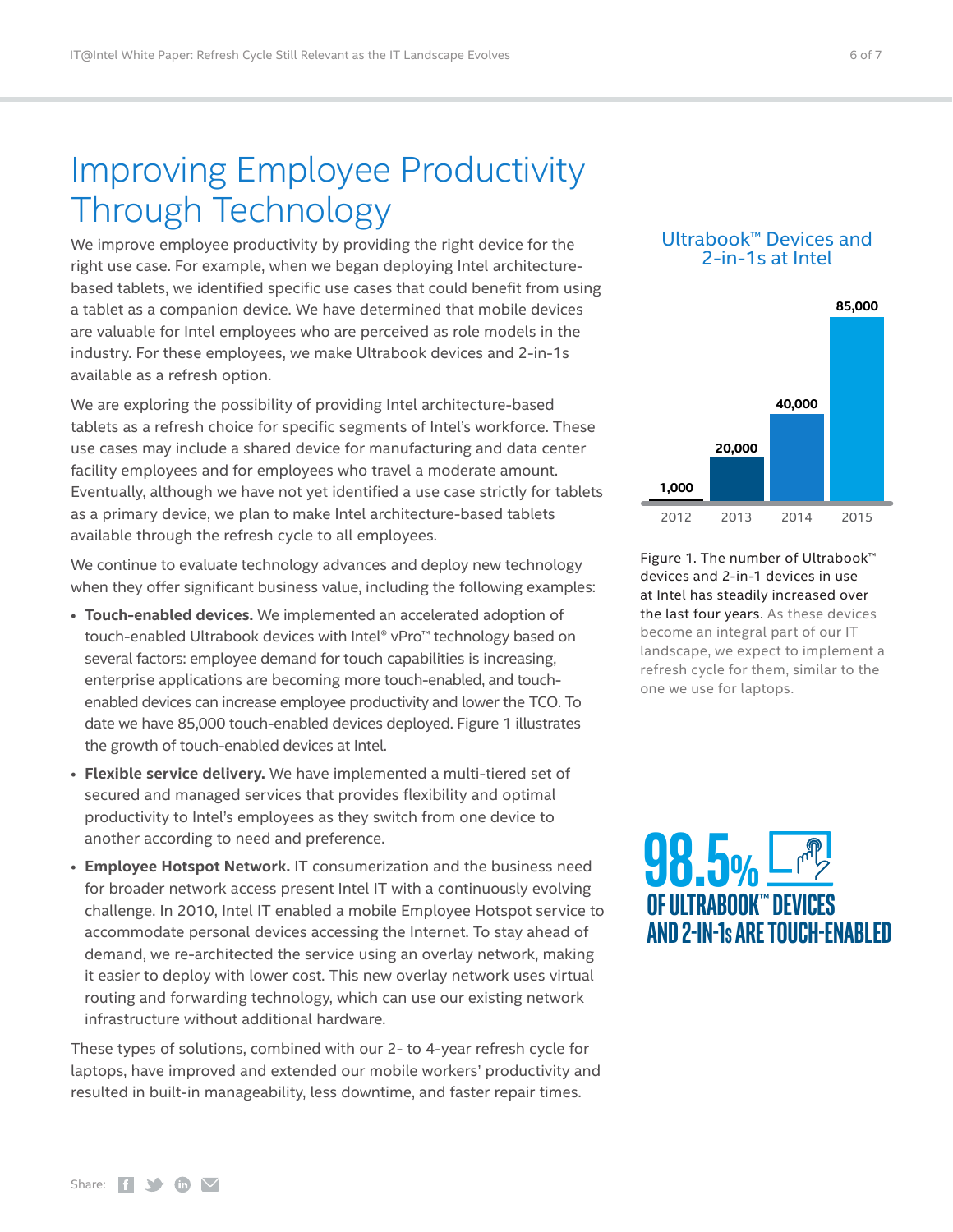# Improving Employee Productivity Through Technology

We improve employee productivity by providing the right device for the right use case. For example, when we began deploying Intel architecture-based tablets, we identified specific use cases that could benefit from using a tablet as a companion device. We have determined that mobile devices are valuable for Intel employees who are perceived as role models in the industry. For these employees, we make Ultrabook devices and 2-in-1s available as a refresh option.

We are exploring the possibility of providing Intel architecture-based tablets as a refresh choice for specific segments of Intel's workforce. These use cases may include a shared device for manufacturing and data center facility employees and for employees who travel a moderate amount. Eventually, although we have not yet identified a use case strictly for tablets as a primary device, we plan to make Intel architecture-based tablets available through the refresh cycle to all employees.

We continue to evaluate technology advances and deploy new technology when they offer significant business value, including the following examples:

- **Touch-enabled devices.** We implemented an accelerated adoption of touch-enabled Ultrabook devices with Intel® vPro™ technology based on several factors: employee demand for touch capabilities is increasing, enterprise applications are becoming more touch-enabled, and touch-enabled devices can increase employee productivity and lower the TCO. To date we have 85,000 touch-enabled devices deployed. Figure 1 illustrates the growth of touch-enabled devices at Intel.
- **Flexible service delivery.** We have implemented a multi-tiered set of secured and managed services that provides flexibility and optimal productivity to Intel's employees as they switch from one device to another according to need and preference.
- **Employee Hotspot Network.** IT consumerization and the business need for broader network access present Intel IT with a continuously evolving challenge. In 2010, Intel IT enabled a mobile Employee Hotspot service to accommodate personal devices accessing the Internet. To stay ahead of demand, we re-architected the service using an overlay network, making it easier to deploy with lower cost. This new overlay network uses virtual routing and forwarding technology, which can use our existing network infrastructure without additional hardware.

These types of solutions, combined with our 2- to 4-year refresh cycle for laptops, have improved and extended our mobile workers' productivity and resulted in built-in manageability, less downtime, and faster repair times.

**Ultrabook™ Devices and 2-in-1s at Intel**

| Year | Devices |
|---|---|
| 2012 | 1,000 |
| 2013 | 20,000 |
| 2014 | 40,000 |
| 2015 | 85,000 |

Figure 1. The number of Ultrabook™ devices and 2-in-1 devices in use at Intel has steadily increased over the last four years. As these devices become an integral part of our IT landscape, we expect to implement a refresh cycle for them, similar to the one we use for laptops.

**98.5% OF ULTRABOOK™ DEVICES AND 2-IN-1s ARE TOUCH-ENABLED**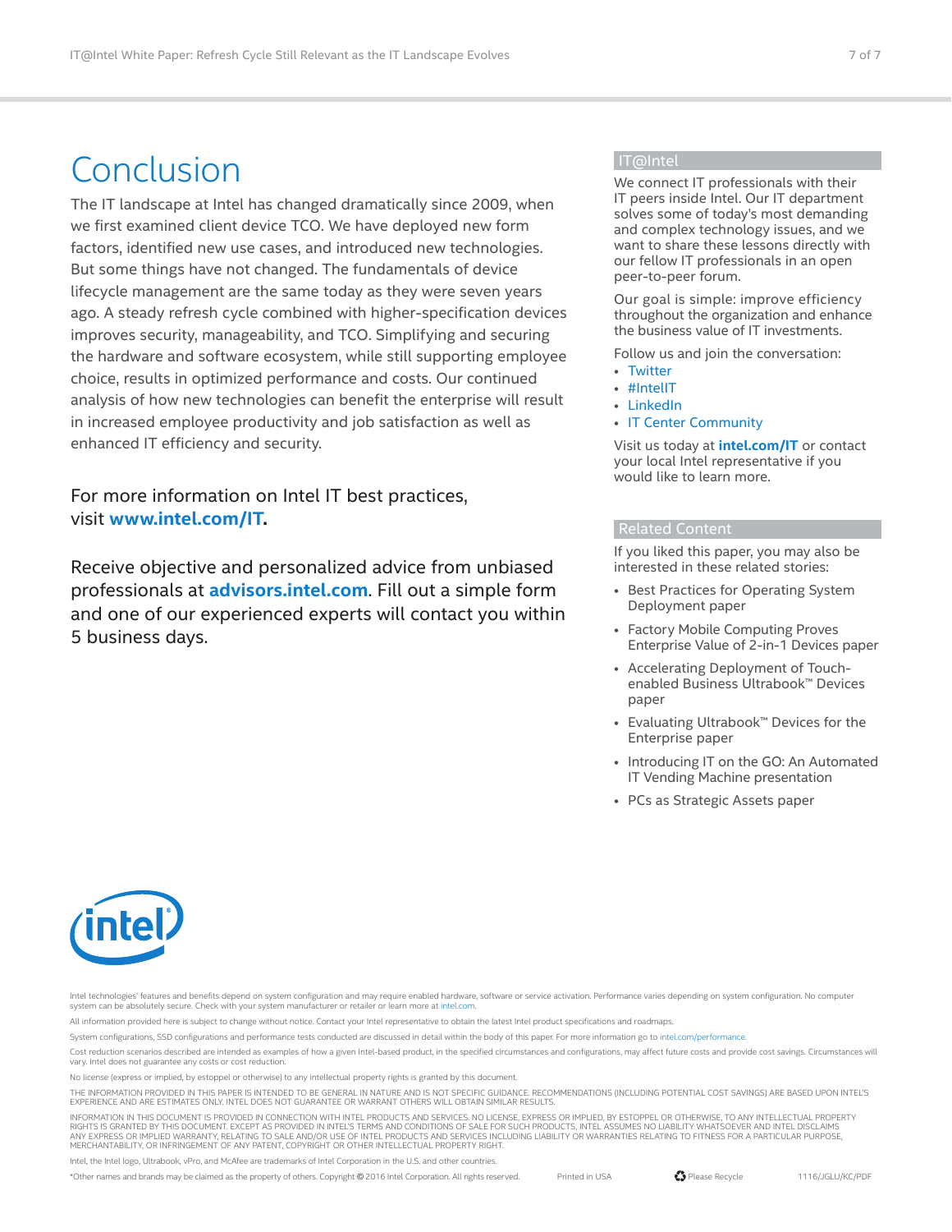# Conclusion

The IT landscape at Intel has changed dramatically since 2009, when we first examined client device TCO. We have deployed new form factors, identified new use cases, and introduced new technologies. But some things have not changed. The fundamentals of device lifecycle management are the same today as they were seven years ago. A steady refresh cycle combined with higher-specification devices improves security, manageability, and TCO. Simplifying and securing the hardware and software ecosystem, while still supporting employee choice, results in optimized performance and costs. Our continued analysis of how new technologies can benefit the enterprise will result in increased employee productivity and job satisfaction as well as enhanced IT efficiency and security.

For more information on Intel IT best practices, visit **www.intel.com/IT.**

Receive objective and personalized advice from unbiased professionals at **advisors.intel.com**. Fill out a simple form and one of our experienced experts will contact you within 5 business days.

## IT@Intel

We connect IT professionals with their IT peers inside Intel. Our IT department solves some of today's most demanding and complex technology issues, and we want to share these lessons directly with our fellow IT professionals in an open peer-to-peer forum.

Our goal is simple: improve efficiency throughout the organization and enhance the business value of IT investments.

Follow us and join the conversation:

- Twitter
- #IntelIT
- LinkedIn
- IT Center Community

Visit us today at **intel.com/IT** or contact your local Intel representative if you would like to learn more.

## Related Content

If you liked this paper, you may also be interested in these related stories:

- Best Practices for Operating System Deployment paper
- Factory Mobile Computing Proves Enterprise Value of 2-in-1 Devices paper
- Accelerating Deployment of Touch-enabled Business Ultrabook™ Devices paper
- Evaluating Ultrabook™ Devices for the Enterprise paper
- Introducing IT on the GO: An Automated IT Vending Machine presentation
- PCs as Strategic Assets paper

Intel technologies' features and benefits depend on system configuration and may require enabled hardware, software or service activation. Performance varies depending on system configuration. No computer system can be absolutely secure. Check with your system manufacturer or retailer or learn more at intel.com.

All information provided here is subject to change without notice. Contact your Intel representative to obtain the latest Intel product specifications and roadmaps.

System configurations, SSD configurations and performance tests conducted are discussed in detail within the body of this paper. For more information go to intel.com/performance.

Cost reduction scenarios described are intended as examples of how a given Intel-based product, in the specified circumstances and configurations, may affect future costs and provide cost savings. Circumstances will vary. Intel does not guarantee any costs or cost reduction.

No license (express or implied, by estoppel or otherwise) to any intellectual property rights is granted by this document.

THE INFORMATION PROVIDED IN THIS PAPER IS INTENDED TO BE GENERAL IN NATURE AND IS NOT SPECIFIC GUIDANCE. RECOMMENDATIONS (INCLUDING POTENTIAL COST SAVINGS) ARE BASED UPON INTEL'S EXPERIENCE AND ARE ESTIMATES ONLY. INTEL DOES NOT GUARANTEE OR WARRANT OTHERS WILL OBTAIN SIMILAR RESULTS.

INFORMATION IN THIS DOCUMENT IS PROVIDED IN CONNECTION WITH INTEL PRODUCTS AND SERVICES. NO LICENSE, EXPRESS OR IMPLIED, BY ESTOPPEL OR OTHERWISE, TO ANY INTELLECTUAL PROPERTY RIGHTS IS GRANTED BY THIS DOCUMENT. EXCEPT AS PROVIDED IN INTEL'S TERMS AND CONDITIONS OF SALE FOR SUCH PRODUCTS, INTEL ASSUMES NO LIABILITY WHATSOEVER AND INTEL DISCLAIMS ANY EXPRESS OR IMPLIED WARRANTY, RELATING TO SALE AND/OR USE OF INTEL PRODUCTS AND SERVICES INCLUDING LIABILITY OR WARRANTIES RELATING TO FITNESS FOR A PARTICULAR PURPOSE, MERCHANTABILITY, OR INFRINGEMENT OF ANY PATENT, COPYRIGHT OR OTHER INTELLECTUAL PROPERTY RIGHT.

Intel, the Intel logo, Ultrabook, vPro, and McAfee are trademarks of Intel Corporation in the U.S. and other countries.

*Other names and brands may be claimed as the property of others. Copyright © 2016 Intel Corporation. All rights reserved. Printed in USA Please Recycle 1116/JGLU/KC/PDF